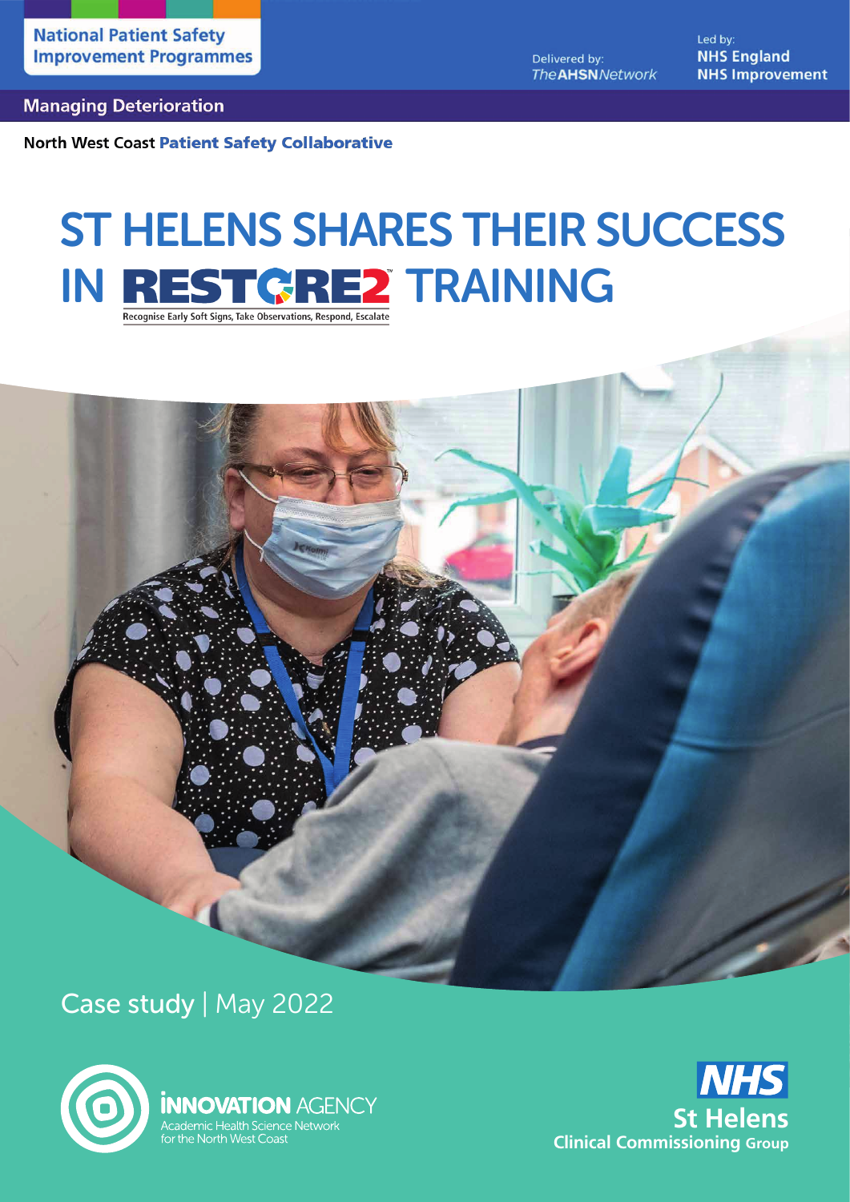National Patient Safety Improvement Programmes

Delivered by: The AHSN Network

Led by: NHS England NHS Improvement

Managing Deterioration

North West Coast **Patient Safety Collaborative**

# ST HELENS SHARES THEIR SUCCESS IN RESTORE2™ TRAINING

Recognise Early Soft Signs, Take Observations, Respond, Escalate

Case study | May 2022

INNOVATION AGENCY
Academic Health Science Network for the North West Coast

NHS St Helens Clinical Commissioning Group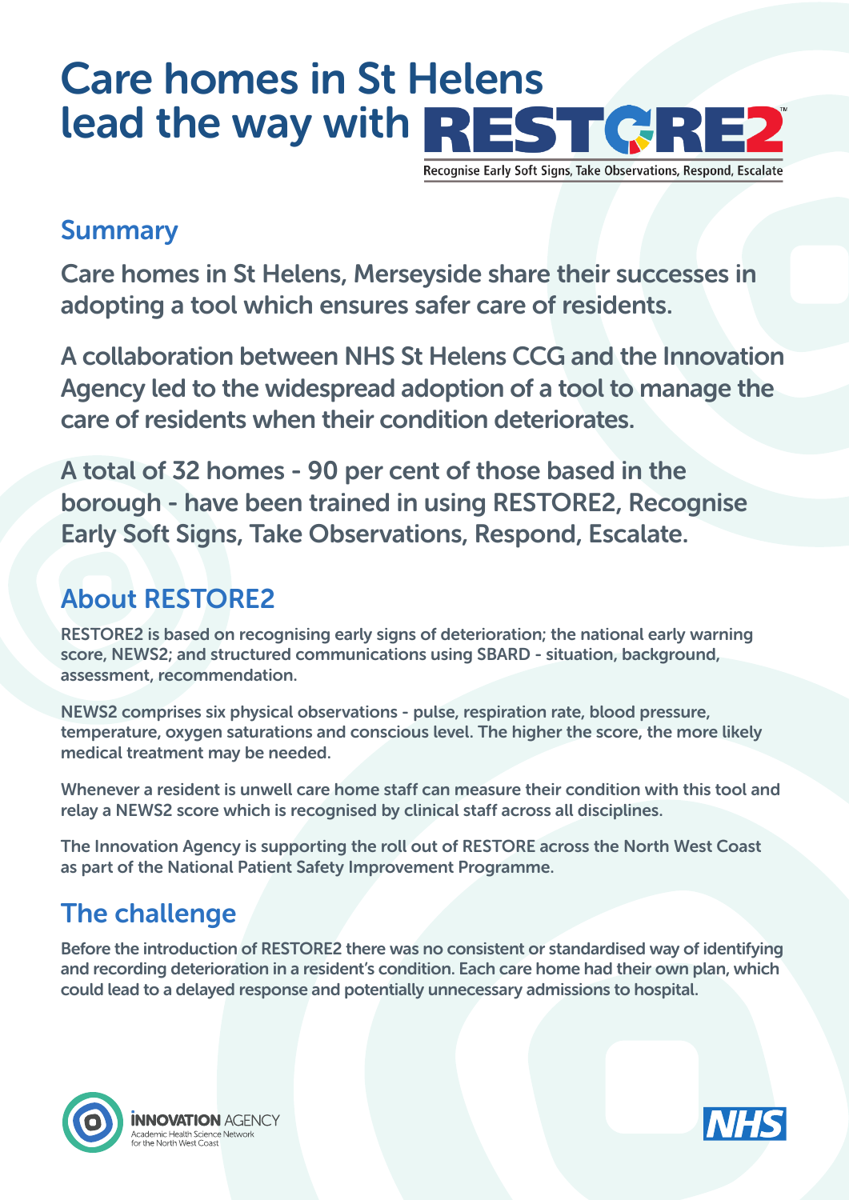# Care homes in St Helens lead the way with RESTORE2

Recognise Early Soft Signs, Take Observations, Respond, Escalate

## Summary

Care homes in St Helens, Merseyside share their successes in adopting a tool which ensures safer care of residents.

A collaboration between NHS St Helens CCG and the Innovation Agency led to the widespread adoption of a tool to manage the care of residents when their condition deteriorates.

A total of 32 homes - 90 per cent of those based in the borough - have been trained in using RESTORE2, Recognise Early Soft Signs, Take Observations, Respond, Escalate.

## About RESTORE2

RESTORE2 is based on recognising early signs of deterioration; the national early warning score, NEWS2; and structured communications using SBARD - situation, background, assessment, recommendation.

NEWS2 comprises six physical observations - pulse, respiration rate, blood pressure, temperature, oxygen saturations and conscious level. The higher the score, the more likely medical treatment may be needed.

Whenever a resident is unwell care home staff can measure their condition with this tool and relay a NEWS2 score which is recognised by clinical staff across all disciplines.

The Innovation Agency is supporting the roll out of RESTORE across the North West Coast as part of the National Patient Safety Improvement Programme.

## The challenge

Before the introduction of RESTORE2 there was no consistent or standardised way of identifying and recording deterioration in a resident's condition. Each care home had their own plan, which could lead to a delayed response and potentially unnecessary admissions to hospital.

INNOVATION AGENCY
Academic Health Science Network for the North West Coast

NHS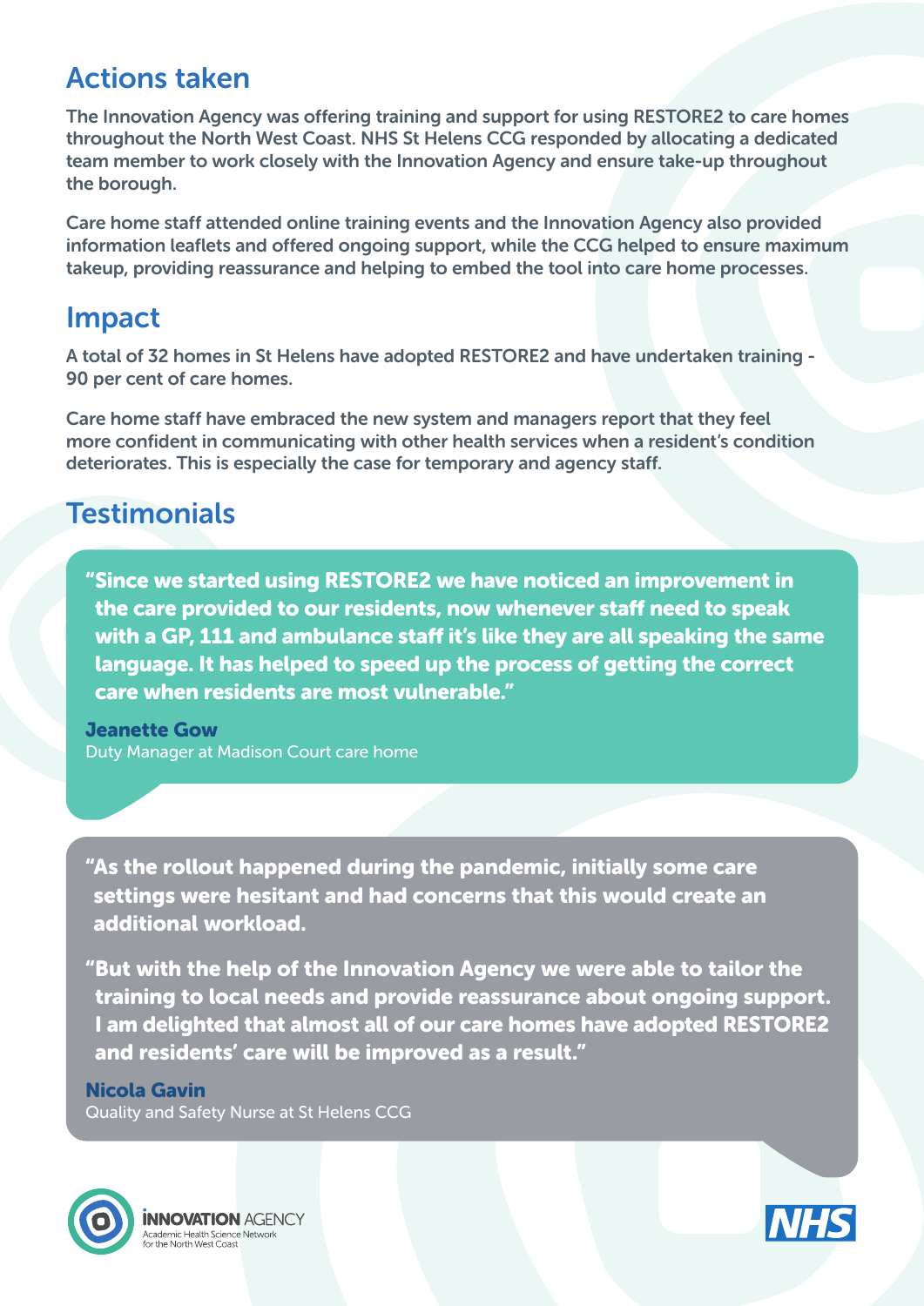## Actions taken

The Innovation Agency was offering training and support for using RESTORE2 to care homes throughout the North West Coast. NHS St Helens CCG responded by allocating a dedicated team member to work closely with the Innovation Agency and ensure take-up throughout the borough.

Care home staff attended online training events and the Innovation Agency also provided information leaflets and offered ongoing support, while the CCG helped to ensure maximum takeup, providing reassurance and helping to embed the tool into care home processes.

## Impact

A total of 32 homes in St Helens have adopted RESTORE2 and have undertaken training - 90 per cent of care homes.

Care home staff have embraced the new system and managers report that they feel more confident in communicating with other health services when a resident's condition deteriorates. This is especially the case for temporary and agency staff.

## Testimonials

**"Since we started using RESTORE2 we have noticed an improvement in the care provided to our residents, now whenever staff need to speak with a GP, 111 and ambulance staff it's like they are all speaking the same language. It has helped to speed up the process of getting the correct care when residents are most vulnerable."**

**Jeanette Gow**
Duty Manager at Madison Court care home

**"As the rollout happened during the pandemic, initially some care settings were hesitant and had concerns that this would create an additional workload.**

**"But with the help of the Innovation Agency we were able to tailor the training to local needs and provide reassurance about ongoing support. I am delighted that almost all of our care homes have adopted RESTORE2 and residents' care will be improved as a result."**

**Nicola Gavin**
Quality and Safety Nurse at St Helens CCG

INNOVATION AGENCY
Academic Health Science Network for the North West Coast

NHS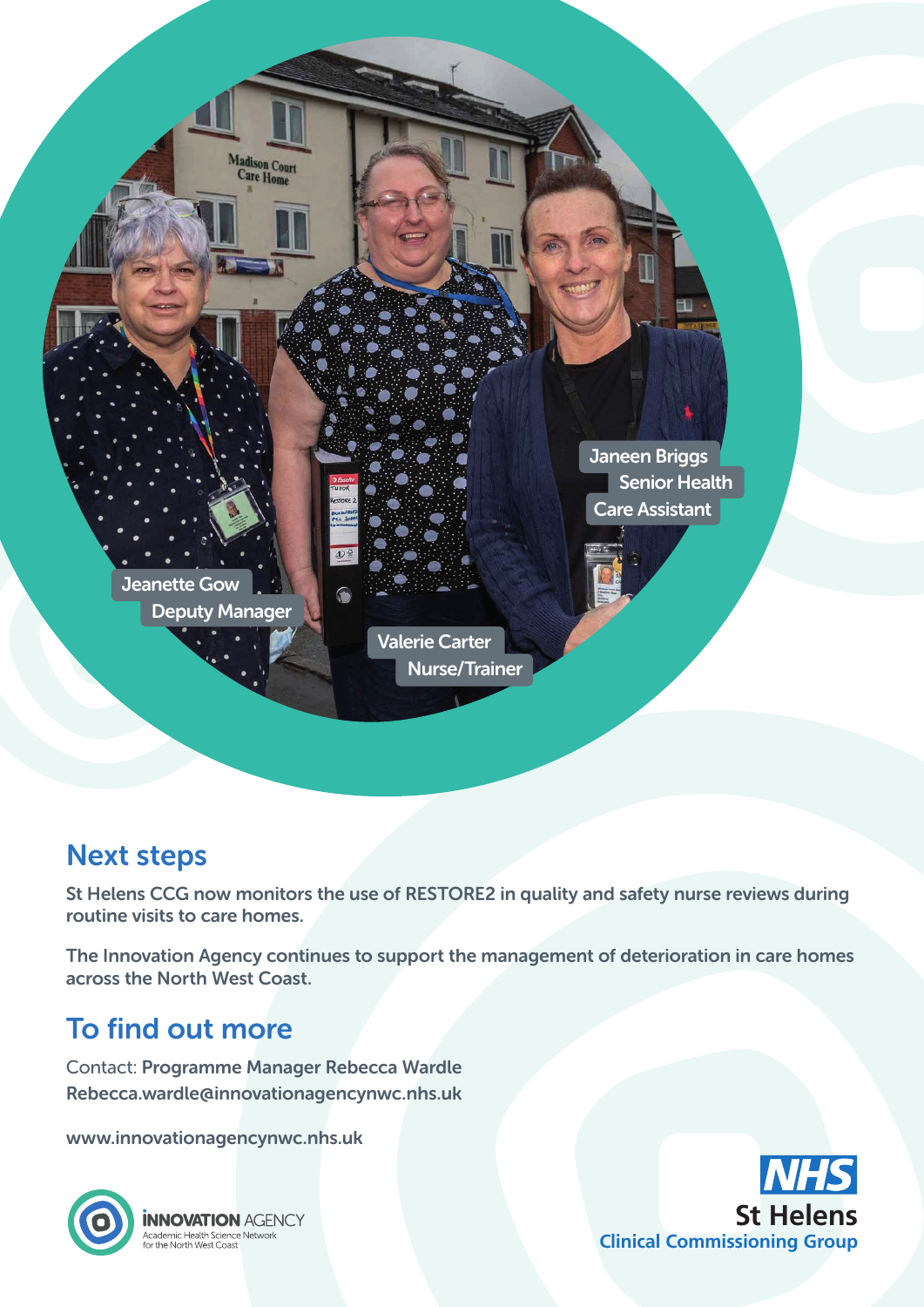Jeanette Gow
Deputy Manager

Valerie Carter
Nurse/Trainer

Janeen Briggs
Senior Health
Care Assistant

## Next steps

St Helens CCG now monitors the use of RESTORE2 in quality and safety nurse reviews during routine visits to care homes.

The Innovation Agency continues to support the management of deterioration in care homes across the North West Coast.

## To find out more

Contact: **Programme Manager Rebecca Wardle**
**Rebecca.wardle@innovationagencynwc.nhs.uk**

**www.innovationagencynwc.nhs.uk**

INNOVATION AGENCY
Academic Health Science Network
for the North West Coast

NHS
St Helens
Clinical Commissioning Group